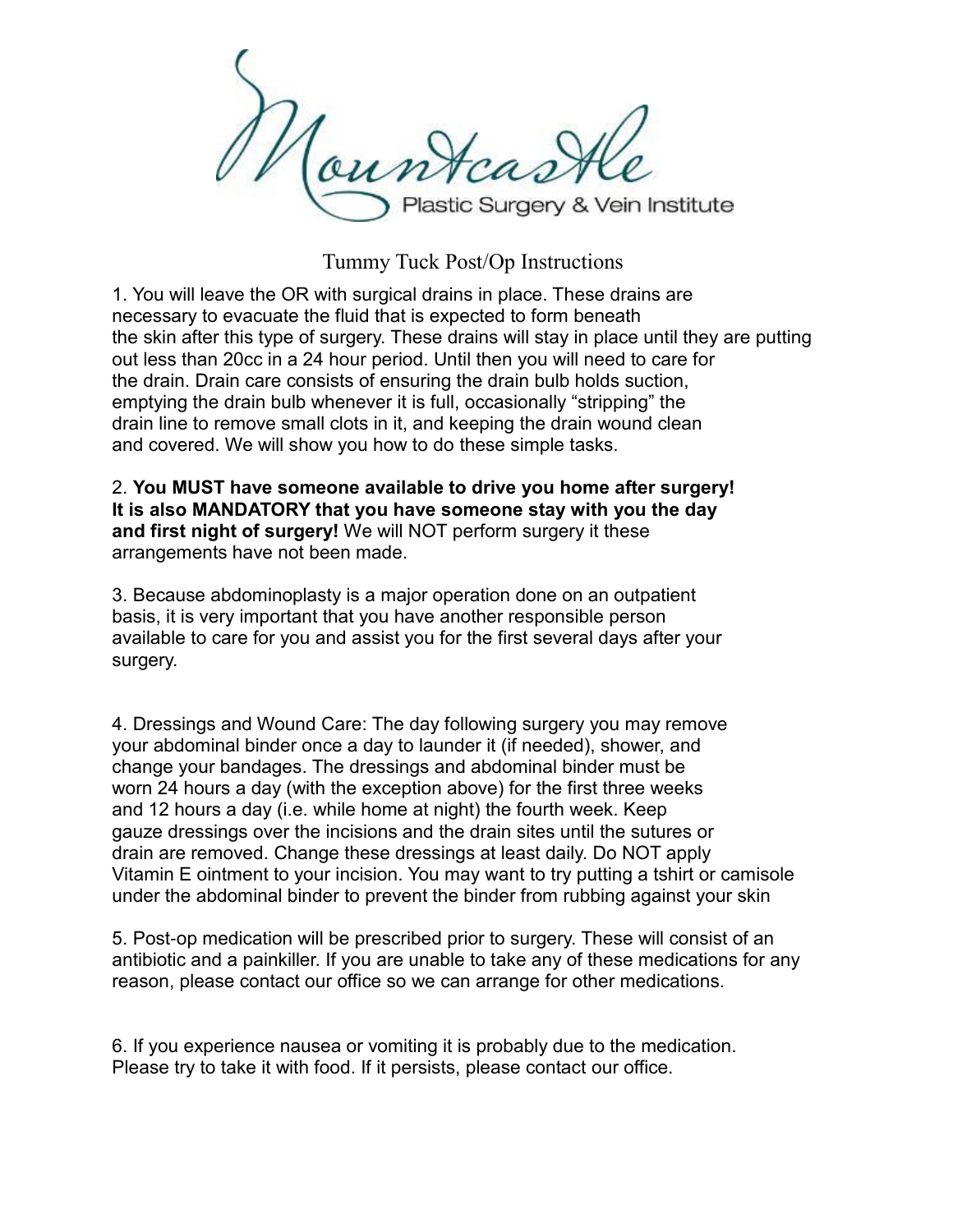Mountcastle

Plastic Surgery & Vein Institute

# Tummy Tuck Post/Op Instructions

1. You will leave the OR with surgical drains in place. These drains are necessary to evacuate the fluid that is expected to form beneath the skin after this type of surgery. These drains will stay in place until they are putting out less than 20cc in a 24 hour period. Until then you will need to care for the drain. Drain care consists of ensuring the drain bulb holds suction, emptying the drain bulb whenever it is full, occasionally "stripping" the drain line to remove small clots in it, and keeping the drain wound clean and covered. We will show you how to do these simple tasks.

2. **You MUST have someone available to drive you home after surgery! It is also MANDATORY that you have someone stay with you the day and first night of surgery!** We will NOT perform surgery it these arrangements have not been made.

3. Because abdominoplasty is a major operation done on an outpatient basis, it is very important that you have another responsible person available to care for you and assist you for the first several days after your surgery.

4. Dressings and Wound Care: The day following surgery you may remove your abdominal binder once a day to launder it (if needed), shower, and change your bandages. The dressings and abdominal binder must be worn 24 hours a day (with the exception above) for the first three weeks and 12 hours a day (i.e. while home at night) the fourth week. Keep gauze dressings over the incisions and the drain sites until the sutures or drain are removed. Change these dressings at least daily. Do NOT apply Vitamin E ointment to your incision. You may want to try putting a tshirt or camisole under the abdominal binder to prevent the binder from rubbing against your skin

5. Post-op medication will be prescribed prior to surgery. These will consist of an antibiotic and a painkiller. If you are unable to take any of these medications for any reason, please contact our office so we can arrange for other medications.

6. If you experience nausea or vomiting it is probably due to the medication. Please try to take it with food. If it persists, please contact our office.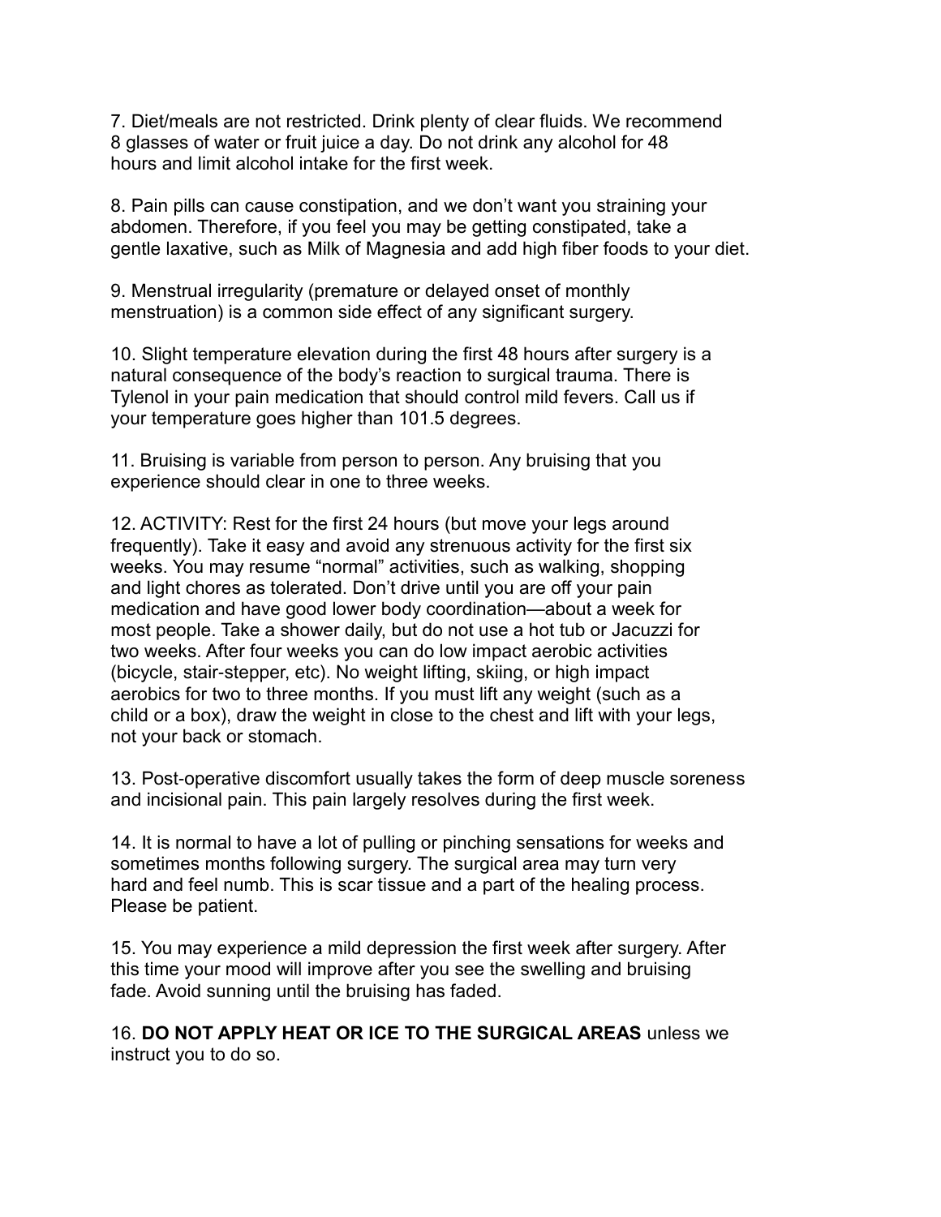7. Diet/meals are not restricted. Drink plenty of clear fluids. We recommend 8 glasses of water or fruit juice a day. Do not drink any alcohol for 48 hours and limit alcohol intake for the first week.

8. Pain pills can cause constipation, and we don't want you straining your abdomen. Therefore, if you feel you may be getting constipated, take a gentle laxative, such as Milk of Magnesia and add high fiber foods to your diet.

9. Menstrual irregularity (premature or delayed onset of monthly menstruation) is a common side effect of any significant surgery.

10. Slight temperature elevation during the first 48 hours after surgery is a natural consequence of the body's reaction to surgical trauma. There is Tylenol in your pain medication that should control mild fevers. Call us if your temperature goes higher than 101.5 degrees.

11. Bruising is variable from person to person. Any bruising that you experience should clear in one to three weeks.

12. ACTIVITY: Rest for the first 24 hours (but move your legs around frequently). Take it easy and avoid any strenuous activity for the first six weeks. You may resume "normal" activities, such as walking, shopping and light chores as tolerated. Don't drive until you are off your pain medication and have good lower body coordination—about a week for most people. Take a shower daily, but do not use a hot tub or Jacuzzi for two weeks. After four weeks you can do low impact aerobic activities (bicycle, stair-stepper, etc). No weight lifting, skiing, or high impact aerobics for two to three months. If you must lift any weight (such as a child or a box), draw the weight in close to the chest and lift with your legs, not your back or stomach.

13. Post-operative discomfort usually takes the form of deep muscle soreness and incisional pain. This pain largely resolves during the first week.

14. It is normal to have a lot of pulling or pinching sensations for weeks and sometimes months following surgery. The surgical area may turn very hard and feel numb. This is scar tissue and a part of the healing process. Please be patient.

15. You may experience a mild depression the first week after surgery. After this time your mood will improve after you see the swelling and bruising fade. Avoid sunning until the bruising has faded.

16. **DO NOT APPLY HEAT OR ICE TO THE SURGICAL AREAS** unless we instruct you to do so.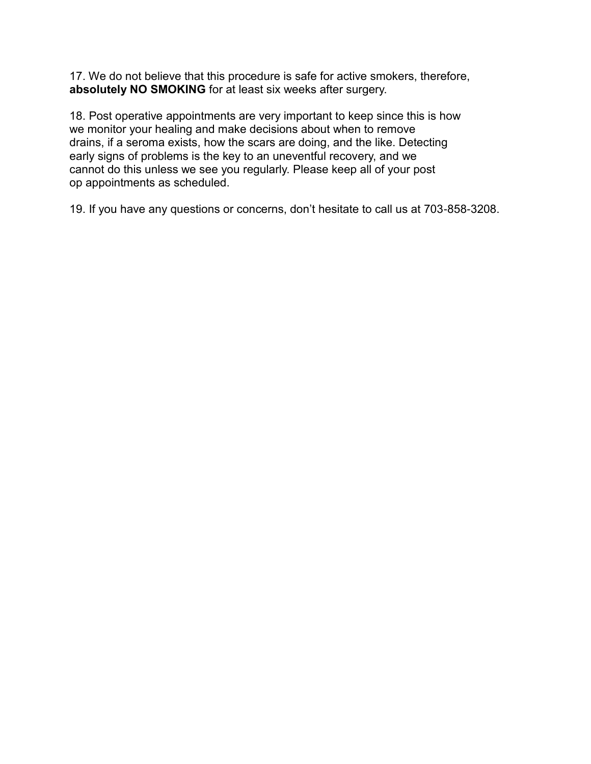17. We do not believe that this procedure is safe for active smokers, therefore, **absolutely NO SMOKING** for at least six weeks after surgery.

18. Post operative appointments are very important to keep since this is how we monitor your healing and make decisions about when to remove drains, if a seroma exists, how the scars are doing, and the like. Detecting early signs of problems is the key to an uneventful recovery, and we cannot do this unless we see you regularly. Please keep all of your post op appointments as scheduled.

19. If you have any questions or concerns, don't hesitate to call us at 703-858-3208.